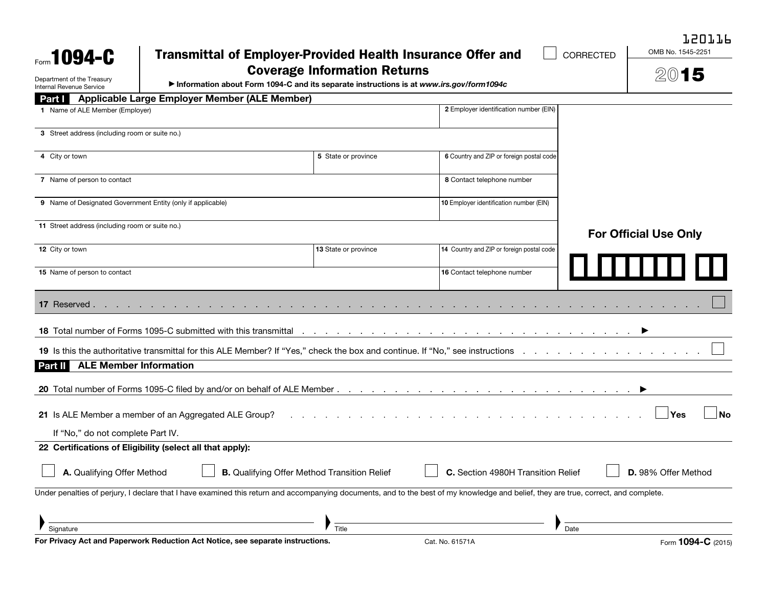120116

Form **1094-C**

Department of the Treasury
Internal Revenue Service

# Transmittal of Employer-Provided Health Insurance Offer and Coverage Information Returns

▶ Information about Form 1094-C and its separate instructions is at *www.irs.gov/form1094c*

☐ CORRECTED

OMB No. 1545-2251

**2015**

## Part I Applicable Large Employer Member (ALE Member)

| | | |
|---|---|---|
| 1 Name of ALE Member (Employer) | | 2 Employer identification number (EIN) |
| 3 Street address (including room or suite no.) | | |
| 4 City or town | 5 State or province | 6 Country and ZIP or foreign postal code |
| 7 Name of person to contact | | 8 Contact telephone number |
| 9 Name of Designated Government Entity (only if applicable) | | 10 Employer identification number (EIN) |
| 11 Street address (including room or suite no.) | | |
| 12 City or town | 13 State or province | 14 Country and ZIP or foreign postal code |
| 15 Name of person to contact | | 16 Contact telephone number |

**For Official Use Only**

**17** Reserved . . . . . . . . . . . . . . . . . . . . . . . . . . . . . . . . . . . . . . . . . . . . . ☐

**18** Total number of Forms 1095-C submitted with this transmittal . . . . . . . . . . . . . . . . . . . . . . . . ▶

**19** Is this the authoritative transmittal for this ALE Member? If "Yes," check the box and continue. If "No," see instructions . . . . . . . . . . . . . . . . . ☐

## Part II ALE Member Information

**20** Total number of Forms 1095-C filed by and/or on behalf of ALE Member . . . . . . . . . . . . . . . . . . . . . . ▶

**21** Is ALE Member a member of an Aggregated ALE Group? . . . . . . . . . . . . . . . . . . . . . . . . ☐ Yes ☐ No

If "No," do not complete Part IV.

**22 Certifications of Eligibility (select all that apply):**

☐ **A.** Qualifying Offer Method ☐ **B.** Qualifying Offer Method Transition Relief ☐ **C.** Section 4980H Transition Relief ☐ **D.** 98% Offer Method

Under penalties of perjury, I declare that I have examined this return and accompanying documents, and to the best of my knowledge and belief, they are true, correct, and complete.

▶ Signature ▶ Title ▶ Date

**For Privacy Act and Paperwork Reduction Act Notice, see separate instructions.** Cat. No. 61571A Form **1094-C** (2015)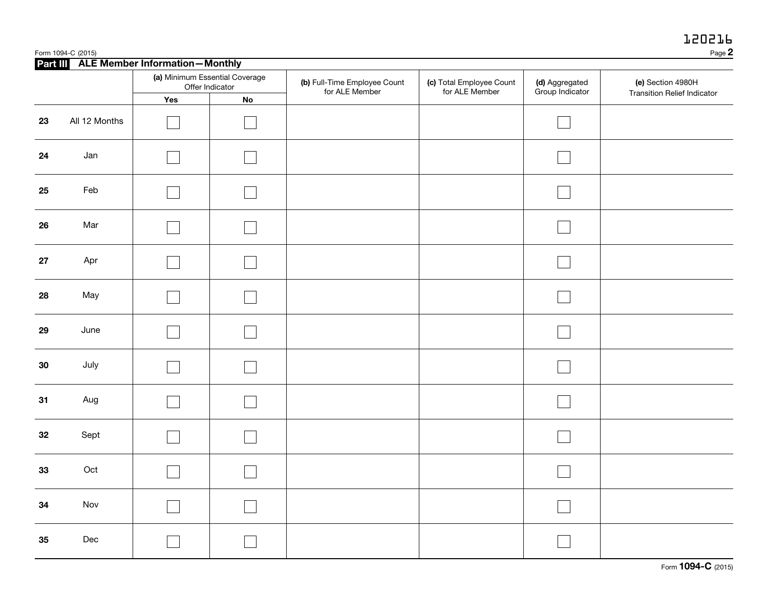120216

## Part III ALE Member Information—Monthly

| | | (a) Minimum Essential Coverage Offer Indicator | | (b) Full-Time Employee Count for ALE Member | (c) Total Employee Count for ALE Member | (d) Aggregated Group Indicator | (e) Section 4980H Transition Relief Indicator |
|---|---|---|---|---|---|---|---|
| | | Yes | No | | | | |
| 23 | All 12 Months | ☐ | ☐ | | | ☐ | |
| 24 | Jan | ☐ | ☐ | | | ☐ | |
| 25 | Feb | ☐ | ☐ | | | ☐ | |
| 26 | Mar | ☐ | ☐ | | | ☐ | |
| 27 | Apr | ☐ | ☐ | | | ☐ | |
| 28 | May | ☐ | ☐ | | | ☐ | |
| 29 | June | ☐ | ☐ | | | ☐ | |
| 30 | July | ☐ | ☐ | | | ☐ | |
| 31 | Aug | ☐ | ☐ | | | ☐ | |
| 32 | Sept | ☐ | ☐ | | | ☐ | |
| 33 | Oct | ☐ | ☐ | | | ☐ | |
| 34 | Nov | ☐ | ☐ | | | ☐ | |
| 35 | Dec | ☐ | ☐ | | | ☐ | |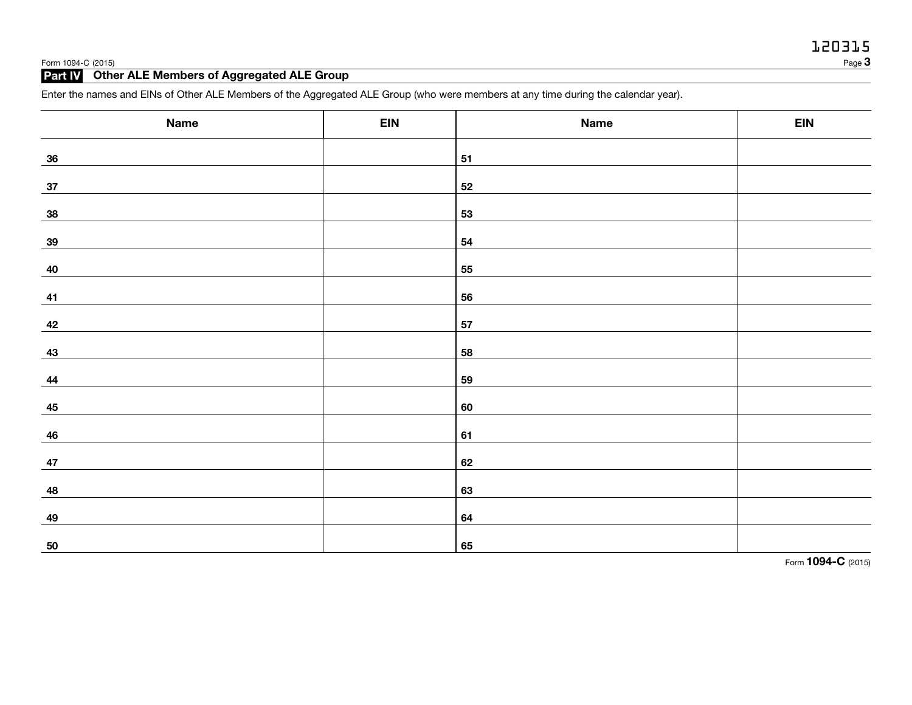## Part IV Other ALE Members of Aggregated ALE Group

Enter the names and EINs of Other ALE Members of the Aggregated ALE Group (who were members at any time during the calendar year).

| Name | EIN | Name | EIN |
|---|---|---|---|
| 36 | | 51 | |
| 37 | | 52 | |
| 38 | | 53 | |
| 39 | | 54 | |
| 40 | | 55 | |
| 41 | | 56 | |
| 42 | | 57 | |
| 43 | | 58 | |
| 44 | | 59 | |
| 45 | | 60 | |
| 46 | | 61 | |
| 47 | | 62 | |
| 48 | | 63 | |
| 49 | | 64 | |
| 50 | | 65 | |